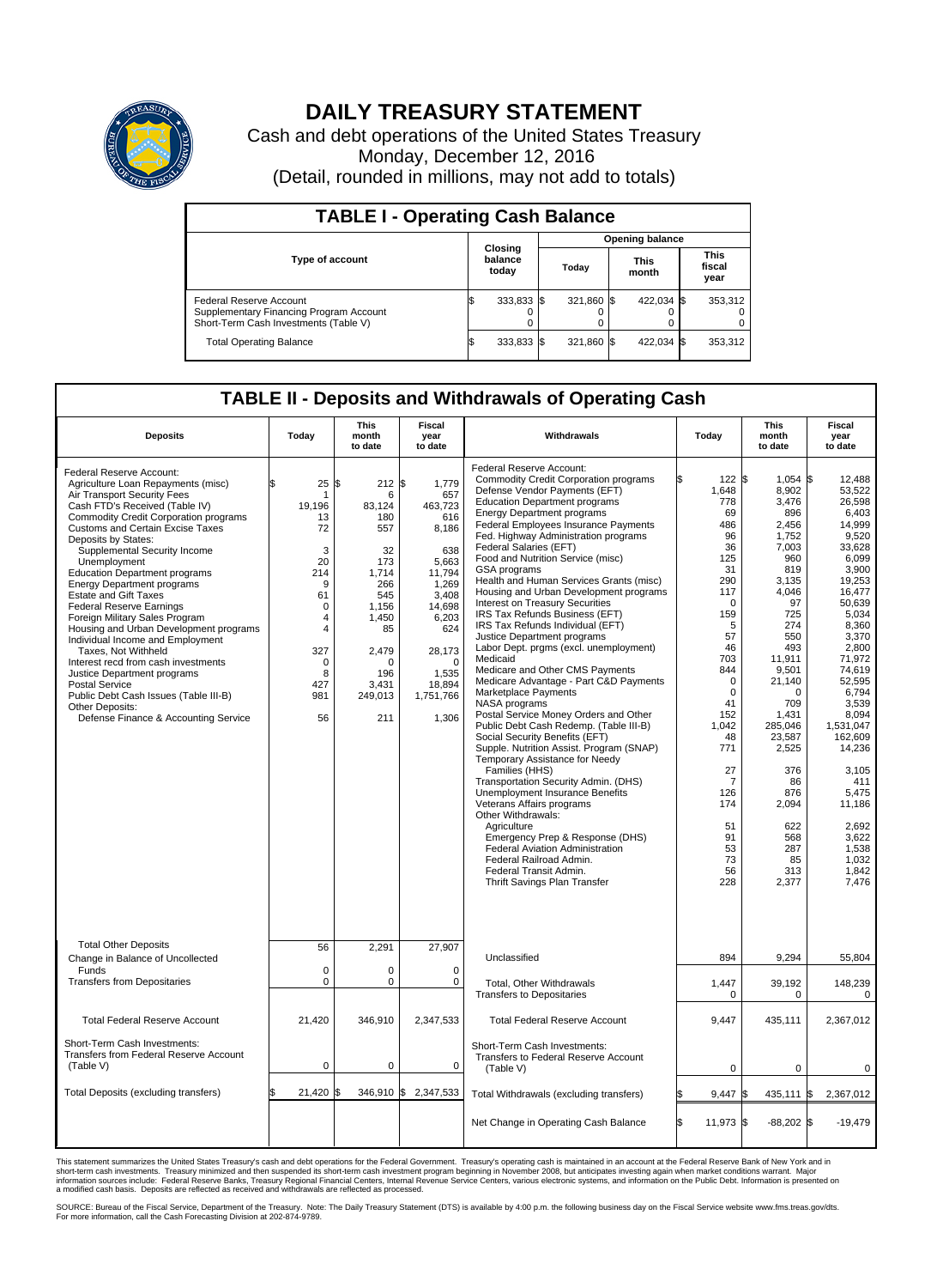# DAILY TREASURY STATEMENT

Cash and debt operations of the United States Treasury

Monday, December 12, 2016

(Detail, rounded in millions, may not add to totals)

## TABLE I - Operating Cash Balance

| Type of account | Closing balance today | Opening balance Today | Opening balance This month | Opening balance This fiscal year |
|---|---|---|---|---|
| Federal Reserve Account | $ 333,833 | $ 321,860 | $ 422,034 | $ 353,312 |
| Supplementary Financing Program Account | 0 | 0 | 0 | 0 |
| Short-Term Cash Investments (Table V) | 0 | 0 | 0 | 0 |
| Total Operating Balance | $ 333,833 | $ 321,860 | $ 422,034 | $ 353,312 |

## TABLE II - Deposits and Withdrawals of Operating Cash

| Deposits | Today | This month to date | Fiscal year to date |
|---|---|---|---|
| Federal Reserve Account: | | | |
| Agriculture Loan Repayments (misc) | $ 25 | $ 212 | $ 1,779 |
| Air Transport Security Fees | 1 | 6 | 657 |
| Cash FTD's Received (Table IV) | 19,196 | 83,124 | 463,723 |
| Commodity Credit Corporation programs | 13 | 180 | 616 |
| Customs and Certain Excise Taxes | 72 | 557 | 8,186 |
| Deposits by States: | | | |
| Supplemental Security Income | 3 | 32 | 638 |
| Unemployment | 20 | 173 | 5,663 |
| Education Department programs | 214 | 1,714 | 11,794 |
| Energy Department programs | 9 | 266 | 1,269 |
| Estate and Gift Taxes | 61 | 545 | 3,408 |
| Federal Reserve Earnings | 0 | 1,156 | 14,698 |
| Foreign Military Sales Program | 4 | 1,450 | 6,203 |
| Housing and Urban Development programs | 4 | 85 | 624 |
| Individual Income and Employment Taxes, Not Withheld | 327 | 2,479 | 28,173 |
| Interest recd from cash investments | 0 | 0 | 0 |
| Justice Department programs | 8 | 196 | 1,535 |
| Postal Service | 427 | 3,431 | 18,894 |
| Public Debt Cash Issues (Table III-B) | 981 | 249,013 | 1,751,766 |
| Other Deposits: | | | |
| Defense Finance & Accounting Service | 56 | 211 | 1,306 |
| Total Other Deposits | 56 | 2,291 | 27,907 |
| Change in Balance of Uncollected Funds | 0 | 0 | 0 |
| Transfers from Depositaries | 0 | 0 | 0 |
| Total Federal Reserve Account | 21,420 | 346,910 | 2,347,533 |
| Short-Term Cash Investments: Transfers from Federal Reserve Account (Table V) | 0 | 0 | 0 |
| Total Deposits (excluding transfers) | $ 21,420 | $ 346,910 | $ 2,347,533 |

| Withdrawals | Today | This month to date | Fiscal year to date |
|---|---|---|---|
| Federal Reserve Account: | | | |
| Commodity Credit Corporation programs | $ 122 | $ 1,054 | $ 12,488 |
| Defense Vendor Payments (EFT) | 1,648 | 8,902 | 53,522 |
| Education Department programs | 778 | 3,476 | 26,598 |
| Energy Department programs | 69 | 896 | 6,403 |
| Federal Employees Insurance Payments | 486 | 2,456 | 14,999 |
| Fed. Highway Administration programs | 96 | 1,752 | 9,520 |
| Federal Salaries (EFT) | 36 | 7,003 | 33,628 |
| Food and Nutrition Service (misc) | 125 | 960 | 6,099 |
| GSA programs | 31 | 819 | 3,900 |
| Health and Human Services Grants (misc) | 290 | 3,135 | 19,253 |
| Housing and Urban Development programs | 117 | 4,046 | 16,477 |
| Interest on Treasury Securities | 0 | 97 | 50,639 |
| IRS Tax Refunds Business (EFT) | 159 | 725 | 5,034 |
| IRS Tax Refunds Individual (EFT) | 5 | 274 | 8,360 |
| Justice Department programs | 57 | 550 | 3,370 |
| Labor Dept. prgms (excl. unemployment) | 46 | 493 | 2,800 |
| Medicaid | 703 | 11,911 | 71,972 |
| Medicare and Other CMS Payments | 844 | 9,501 | 74,619 |
| Medicare Advantage - Part C&D Payments | 0 | 21,140 | 52,595 |
| Marketplace Payments | 0 | 0 | 6,794 |
| NASA programs | 41 | 709 | 3,539 |
| Postal Service Money Orders and Other | 152 | 1,431 | 8,094 |
| Public Debt Cash Redemp. (Table III-B) | 1,042 | 285,046 | 1,531,047 |
| Social Security Benefits (EFT) | 48 | 23,587 | 162,609 |
| Supple. Nutrition Assist. Program (SNAP) | 771 | 2,525 | 14,236 |
| Temporary Assistance for Needy Families (HHS) | 27 | 376 | 3,105 |
| Transportation Security Admin. (DHS) | 7 | 86 | 411 |
| Unemployment Insurance Benefits | 126 | 876 | 5,475 |
| Veterans Affairs programs | 174 | 2,094 | 11,186 |
| Other Withdrawals: | | | |
| Agriculture | 51 | 622 | 2,692 |
| Emergency Prep & Response (DHS) | 91 | 568 | 3,622 |
| Federal Aviation Administration | 53 | 287 | 1,538 |
| Federal Railroad Admin. | 73 | 85 | 1,032 |
| Federal Transit Admin. | 56 | 313 | 1,842 |
| Thrift Savings Plan Transfer | 228 | 2,377 | 7,476 |
| Unclassified | 894 | 9,294 | 55,804 |
| Total, Other Withdrawals | 1,447 | 39,192 | 148,239 |
| Transfers to Depositaries | 0 | 0 | 0 |
| Total Federal Reserve Account | 9,447 | 435,111 | 2,367,012 |
| Short-Term Cash Investments: Transfers to Federal Reserve Account (Table V) | 0 | 0 | 0 |
| Total Withdrawals (excluding transfers) | $ 9,447 | $ 435,111 | $ 2,367,012 |
| Net Change in Operating Cash Balance | $ 11,973 | $ -88,202 | $ -19,479 |

This statement summarizes the United States Treasury's cash and debt operations for the Federal Government. Treasury's operating cash is maintained in an account at the Federal Reserve Bank of New York and in short-term cash investments. Treasury minimized and then suspended its short-term cash investment program beginning in November 2008, but anticipates investing again when market conditions warrant. Major information sources include: Federal Reserve Banks, Treasury Regional Financial Centers, Internal Revenue Service Centers, various electronic systems, and information on the Public Debt. Information is presented on a modified cash basis. Deposits are reflected as received and withdrawals are reflected as processed.

SOURCE: Bureau of the Fiscal Service, Department of the Treasury. Note: The Daily Treasury Statement (DTS) is available by 4:00 p.m. the following business day on the Fiscal Service website www.fms.treas.gov/dts. For more information, call the Cash Forecasting Division at 202-874-9789.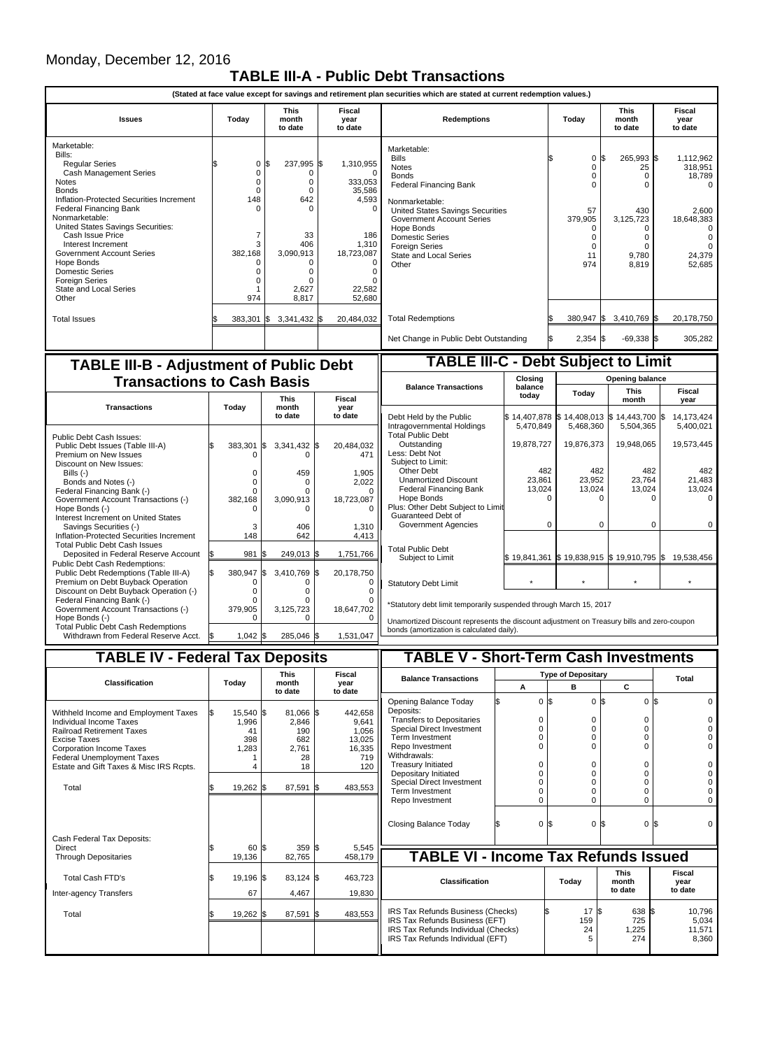Monday, December 12, 2016

# TABLE III-A - Public Debt Transactions

(Stated at face value except for savings and retirement plan securities which are stated at current redemption values.)

| Issues | Today | This month to date | Fiscal year to date |
|---|---|---|---|
| Marketable: | | | |
| Bills: | | | |
| Regular Series | $ 0 | $ 237,995 | $ 1,310,955 |
| Cash Management Series | 0 | 0 | 0 |
| Notes | 0 | 0 | 333,053 |
| Bonds | 0 | 0 | 35,586 |
| Inflation-Protected Securities Increment | 148 | 642 | 4,593 |
| Federal Financing Bank | 0 | 0 | 0 |
| Nonmarketable: | | | |
| United States Savings Securities: | | | |
| Cash Issue Price | 7 | 33 | 186 |
| Interest Increment | 3 | 406 | 1,310 |
| Government Account Series | 382,168 | 3,090,913 | 18,723,087 |
| Hope Bonds | 0 | 0 | 0 |
| Domestic Series | 0 | 0 | 0 |
| Foreign Series | 0 | 0 | 0 |
| State and Local Series | 1 | 2,627 | 22,582 |
| Other | 974 | 8,817 | 52,680 |
| Total Issues | $ 383,301 | $ 3,341,432 | $ 20,484,032 |

| Redemptions | Today | This month to date | Fiscal year to date |
|---|---|---|---|
| Marketable: | | | |
| Bills | $ 0 | $ 265,993 | $ 1,112,962 |
| Notes | 0 | 25 | 318,951 |
| Bonds | 0 | 0 | 18,789 |
| Federal Financing Bank | 0 | 0 | 0 |
| Nonmarketable: | | | |
| United States Savings Securities | 57 | 430 | 2,600 |
| Government Account Series | 379,905 | 3,125,723 | 18,648,383 |
| Hope Bonds | 0 | 0 | 0 |
| Domestic Series | 0 | 0 | 0 |
| Foreign Series | 0 | 0 | 0 |
| State and Local Series | 11 | 9,780 | 24,379 |
| Other | 974 | 8,819 | 52,685 |
| Total Redemptions | $ 380,947 | $ 3,410,769 | $ 20,178,750 |
| Net Change in Public Debt Outstanding | $ 2,354 | $ -69,338 | $ 305,282 |

# TABLE III-B - Adjustment of Public Debt Transactions to Cash Basis

| Transactions | Today | This month to date | Fiscal year to date |
|---|---|---|---|
| Public Debt Cash Issues: | | | |
| Public Debt Issues (Table III-A) | $ 383,301 | $ 3,341,432 | $ 20,484,032 |
| Premium on New Issues | 0 | 0 | 471 |
| Discount on New Issues: | | | |
| Bills (-) | 0 | 459 | 1,905 |
| Bonds and Notes (-) | 0 | 0 | 2,022 |
| Federal Financing Bank (-) | 0 | 0 | 0 |
| Government Account Transactions (-) | 382,168 | 3,090,913 | 18,723,087 |
| Hope Bonds (-) | 0 | 0 | 0 |
| Interest Increment on United States Savings Securities (-) | 3 | 406 | 1,310 |
| Inflation-Protected Securities Increment | 148 | 642 | 4,413 |
| Total Public Debt Cash Issues Deposited in Federal Reserve Account | $ 981 | $ 249,013 | $ 1,751,766 |
| Public Debt Cash Redemptions: | | | |
| Public Debt Redemptions (Table III-A) | $ 380,947 | $ 3,410,769 | $ 20,178,750 |
| Premium on Debt Buyback Operation | 0 | 0 | 0 |
| Discount on Debt Buyback Operation (-) | 0 | 0 | 0 |
| Federal Financing Bank (-) | 0 | 0 | 0 |
| Government Account Transactions (-) | 379,905 | 3,125,723 | 18,647,702 |
| Hope Bonds (-) | 0 | 0 | 0 |
| Total Public Debt Cash Redemptions Withdrawn from Federal Reserve Acct. | $ 1,042 | $ 285,046 | $ 1,531,047 |

# TABLE III-C - Debt Subject to Limit

| Balance Transactions | Closing balance today | Opening balance Today | Opening balance This month | Opening balance Fiscal year |
|---|---|---|---|---|
| Debt Held by the Public | $ 14,407,878 | $ 14,408,013 | $ 14,443,700 | $ 14,173,424 |
| Intragovernmental Holdings | 5,470,849 | 5,468,360 | 5,504,365 | 5,400,021 |
| Total Public Debt Outstanding | 19,878,727 | 19,876,373 | 19,948,065 | 19,573,445 |
| Less: Debt Not Subject to Limit: | | | | |
| Other Debt | 482 | 482 | 482 | 482 |
| Unamortized Discount | 23,861 | 23,952 | 23,764 | 21,483 |
| Federal Financing Bank | 13,024 | 13,024 | 13,024 | 13,024 |
| Hope Bonds | 0 | 0 | 0 | 0 |
| Plus: Other Debt Subject to Limit | | | | |
| Guaranteed Debt of Government Agencies | 0 | 0 | 0 | 0 |
| Total Public Debt Subject to Limit | $ 19,841,361 | $ 19,838,915 | $ 19,910,795 | $ 19,538,456 |
| Statutory Debt Limit | * | * | * | * |

*Statutory debt limit temporarily suspended through March 15, 2017

Unamortized Discount represents the discount adjustment on Treasury bills and zero-coupon bonds (amortization is calculated daily).

# TABLE IV - Federal Tax Deposits

| Classification | Today | This month to date | Fiscal year to date |
|---|---|---|---|
| Withheld Income and Employment Taxes | $ 15,540 | $ 81,066 | $ 442,658 |
| Individual Income Taxes | 1,996 | 2,846 | 9,641 |
| Railroad Retirement Taxes | 41 | 190 | 1,056 |
| Excise Taxes | 398 | 682 | 13,025 |
| Corporation Income Taxes | 1,283 | 2,761 | 16,335 |
| Federal Unemployment Taxes | 1 | 28 | 719 |
| Estate and Gift Taxes & Misc IRS Rcpts. | 4 | 18 | 120 |
| Total | $ 19,262 | $ 87,591 | $ 483,553 |
| Cash Federal Tax Deposits: | | | |
| Direct | $ 60 | $ 359 | $ 5,545 |
| Through Depositaries | 19,136 | 82,765 | 458,179 |
| Total Cash FTD's | $ 19,196 | $ 83,124 | $ 463,723 |
| Inter-agency Transfers | 67 | 4,467 | 19,830 |
| Total | $ 19,262 | $ 87,591 | $ 483,553 |

# TABLE V - Short-Term Cash Investments

| Balance Transactions | Type of Depositary A | B | C | Total |
|---|---|---|---|---|
| Opening Balance Today | $ 0 | $ 0 | $ 0 | $ 0 |
| Deposits: | | | | |
| Transfers to Depositaries | 0 | 0 | 0 | 0 |
| Special Direct Investment | 0 | 0 | 0 | 0 |
| Term Investment | 0 | 0 | 0 | 0 |
| Repo Investment | 0 | 0 | 0 | 0 |
| Withdrawals: | | | | |
| Treasury Initiated | 0 | 0 | 0 | 0 |
| Depositary Initiated | 0 | 0 | 0 | 0 |
| Special Direct Investment | 0 | 0 | 0 | 0 |
| Term Investment | 0 | 0 | 0 | 0 |
| Repo Investment | 0 | 0 | 0 | 0 |
| Closing Balance Today | $ 0 | $ 0 | $ 0 | $ 0 |

# TABLE VI - Income Tax Refunds Issued

| Classification | Today | This month to date | Fiscal year to date |
|---|---|---|---|
| IRS Tax Refunds Business (Checks) | $ 17 | $ 638 | $ 10,796 |
| IRS Tax Refunds Business (EFT) | 159 | 725 | 5,034 |
| IRS Tax Refunds Individual (Checks) | 24 | 1,225 | 11,571 |
| IRS Tax Refunds Individual (EFT) | 5 | 274 | 8,360 |